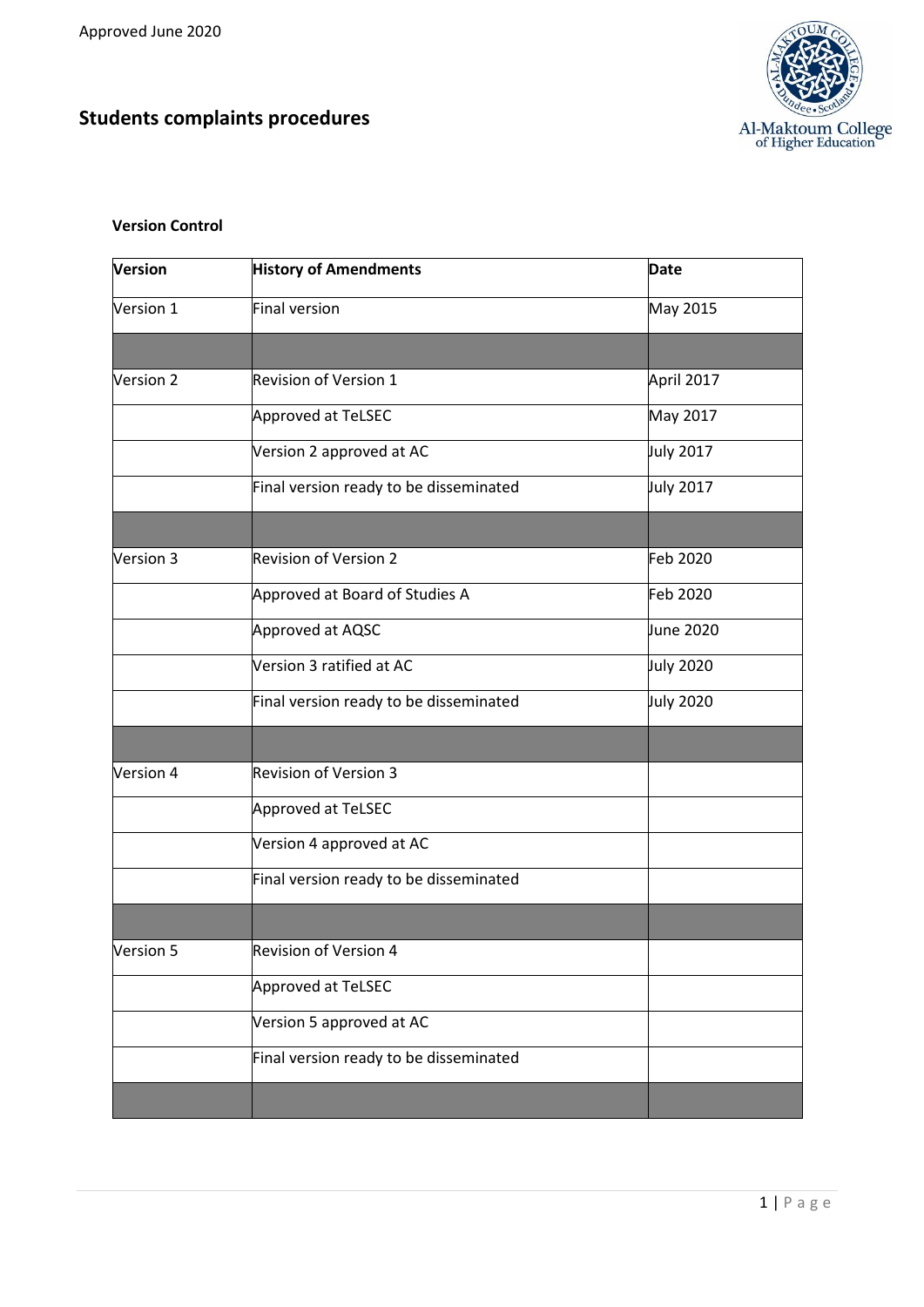Approved June 2020

# Students complaints procedures

**Version Control**

| Version | History of Amendments | Date |
|---|---|---|
| Version 1 | Final version | May 2015 |
| | | |
| Version 2 | Revision of Version 1 | April 2017 |
| | Approved at TeLSEC | May 2017 |
| | Version 2 approved at AC | July 2017 |
| | Final version ready to be disseminated | July 2017 |
| | | |
| Version 3 | Revision of Version 2 | Feb 2020 |
| | Approved at Board of Studies A | Feb 2020 |
| | Approved at AQSC | June 2020 |
| | Version 3 ratified at AC | July 2020 |
| | Final version ready to be disseminated | July 2020 |
| | | |
| Version 4 | Revision of Version 3 | |
| | Approved at TeLSEC | |
| | Version 4 approved at AC | |
| | Final version ready to be disseminated | |
| | | |
| Version 5 | Revision of Version 4 | |
| | Approved at TeLSEC | |
| | Version 5 approved at AC | |
| | Final version ready to be disseminated | |
| | | |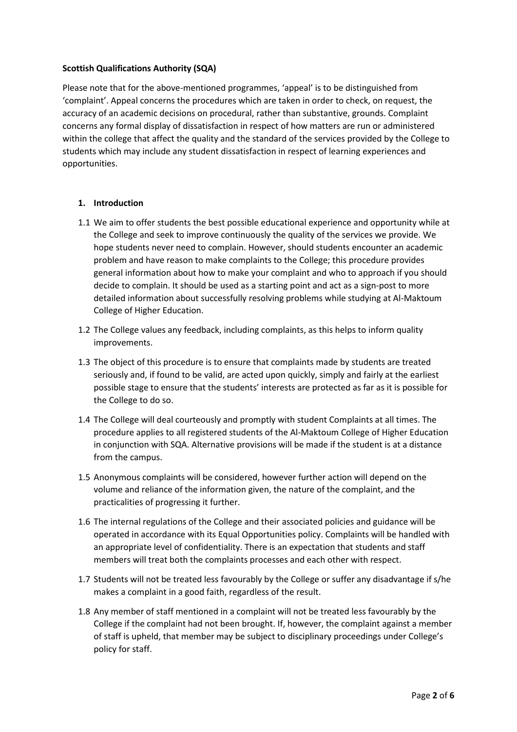**Scottish Qualifications Authority (SQA)**

Please note that for the above-mentioned programmes, 'appeal' is to be distinguished from 'complaint'. Appeal concerns the procedures which are taken in order to check, on request, the accuracy of an academic decisions on procedural, rather than substantive, grounds. Complaint concerns any formal display of dissatisfaction in respect of how matters are run or administered within the college that affect the quality and the standard of the services provided by the College to students which may include any student dissatisfaction in respect of learning experiences and opportunities.

## 1. Introduction

1.1 We aim to offer students the best possible educational experience and opportunity while at the College and seek to improve continuously the quality of the services we provide. We hope students never need to complain. However, should students encounter an academic problem and have reason to make complaints to the College; this procedure provides general information about how to make your complaint and who to approach if you should decide to complain. It should be used as a starting point and act as a sign-post to more detailed information about successfully resolving problems while studying at Al-Maktoum College of Higher Education.

1.2 The College values any feedback, including complaints, as this helps to inform quality improvements.

1.3 The object of this procedure is to ensure that complaints made by students are treated seriously and, if found to be valid, are acted upon quickly, simply and fairly at the earliest possible stage to ensure that the students' interests are protected as far as it is possible for the College to do so.

1.4 The College will deal courteously and promptly with student Complaints at all times. The procedure applies to all registered students of the Al-Maktoum College of Higher Education in conjunction with SQA. Alternative provisions will be made if the student is at a distance from the campus.

1.5 Anonymous complaints will be considered, however further action will depend on the volume and reliance of the information given, the nature of the complaint, and the practicalities of progressing it further.

1.6 The internal regulations of the College and their associated policies and guidance will be operated in accordance with its Equal Opportunities policy. Complaints will be handled with an appropriate level of confidentiality. There is an expectation that students and staff members will treat both the complaints processes and each other with respect.

1.7 Students will not be treated less favourably by the College or suffer any disadvantage if s/he makes a complaint in a good faith, regardless of the result.

1.8 Any member of staff mentioned in a complaint will not be treated less favourably by the College if the complaint had not been brought. If, however, the complaint against a member of staff is upheld, that member may be subject to disciplinary proceedings under College's policy for staff.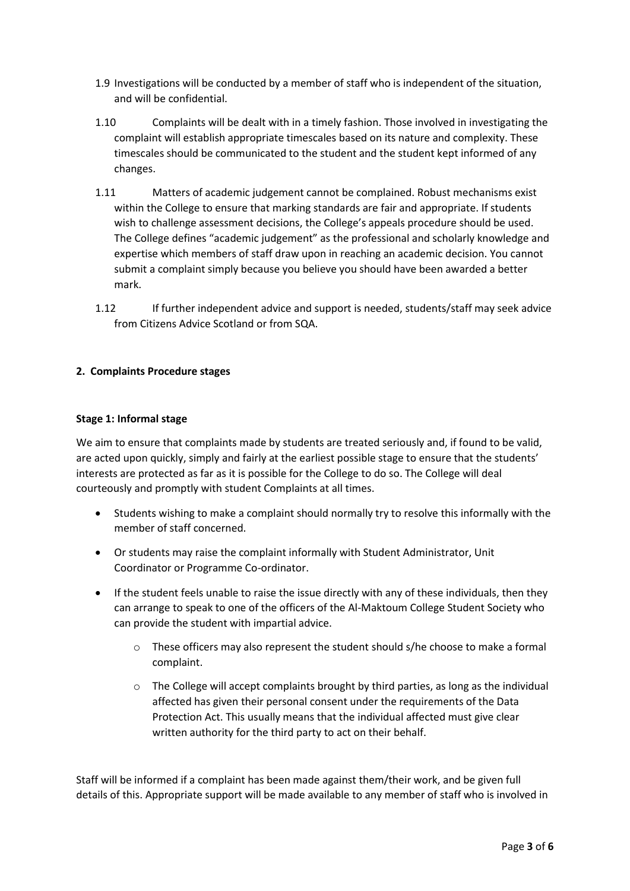1.9 Investigations will be conducted by a member of staff who is independent of the situation, and will be confidential.

1.10 Complaints will be dealt with in a timely fashion. Those involved in investigating the complaint will establish appropriate timescales based on its nature and complexity. These timescales should be communicated to the student and the student kept informed of any changes.

1.11 Matters of academic judgement cannot be complained. Robust mechanisms exist within the College to ensure that marking standards are fair and appropriate. If students wish to challenge assessment decisions, the College's appeals procedure should be used. The College defines "academic judgement" as the professional and scholarly knowledge and expertise which members of staff draw upon in reaching an academic decision. You cannot submit a complaint simply because you believe you should have been awarded a better mark.

1.12 If further independent advice and support is needed, students/staff may seek advice from Citizens Advice Scotland or from SQA.

## 2. Complaints Procedure stages

### Stage 1: Informal stage

We aim to ensure that complaints made by students are treated seriously and, if found to be valid, are acted upon quickly, simply and fairly at the earliest possible stage to ensure that the students' interests are protected as far as it is possible for the College to do so. The College will deal courteously and promptly with student Complaints at all times.

- Students wishing to make a complaint should normally try to resolve this informally with the member of staff concerned.
- Or students may raise the complaint informally with Student Administrator, Unit Coordinator or Programme Co-ordinator.
- If the student feels unable to raise the issue directly with any of these individuals, then they can arrange to speak to one of the officers of the Al-Maktoum College Student Society who can provide the student with impartial advice.
    - These officers may also represent the student should s/he choose to make a formal complaint.
    - The College will accept complaints brought by third parties, as long as the individual affected has given their personal consent under the requirements of the Data Protection Act. This usually means that the individual affected must give clear written authority for the third party to act on their behalf.

Staff will be informed if a complaint has been made against them/their work, and be given full details of this. Appropriate support will be made available to any member of staff who is involved in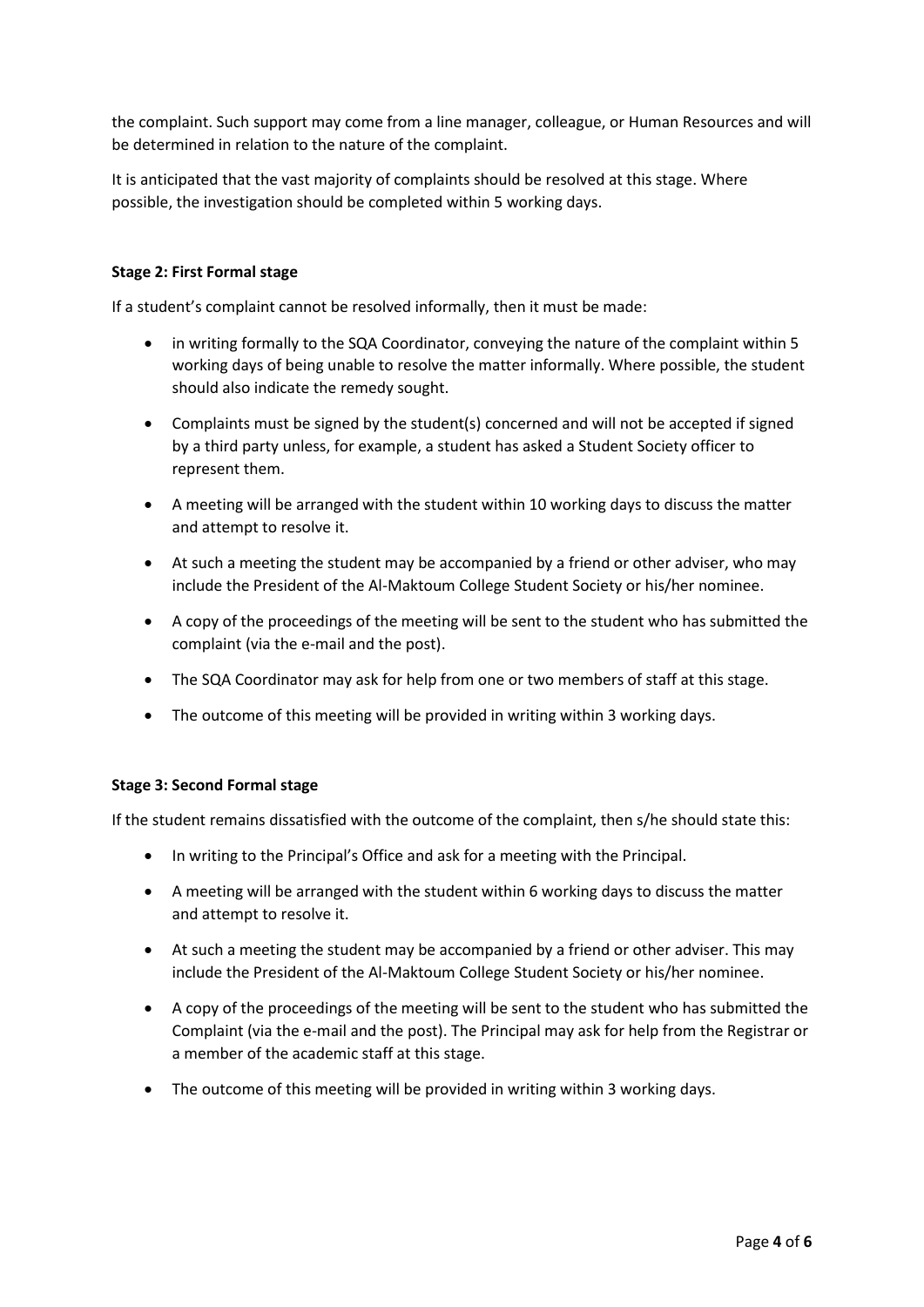the complaint. Such support may come from a line manager, colleague, or Human Resources and will be determined in relation to the nature of the complaint.

It is anticipated that the vast majority of complaints should be resolved at this stage. Where possible, the investigation should be completed within 5 working days.

**Stage 2: First Formal stage**

If a student's complaint cannot be resolved informally, then it must be made:

- in writing formally to the SQA Coordinator, conveying the nature of the complaint within 5 working days of being unable to resolve the matter informally. Where possible, the student should also indicate the remedy sought.
- Complaints must be signed by the student(s) concerned and will not be accepted if signed by a third party unless, for example, a student has asked a Student Society officer to represent them.
- A meeting will be arranged with the student within 10 working days to discuss the matter and attempt to resolve it.
- At such a meeting the student may be accompanied by a friend or other adviser, who may include the President of the Al-Maktoum College Student Society or his/her nominee.
- A copy of the proceedings of the meeting will be sent to the student who has submitted the complaint (via the e-mail and the post).
- The SQA Coordinator may ask for help from one or two members of staff at this stage.
- The outcome of this meeting will be provided in writing within 3 working days.

**Stage 3: Second Formal stage**

If the student remains dissatisfied with the outcome of the complaint, then s/he should state this:

- In writing to the Principal's Office and ask for a meeting with the Principal.
- A meeting will be arranged with the student within 6 working days to discuss the matter and attempt to resolve it.
- At such a meeting the student may be accompanied by a friend or other adviser. This may include the President of the Al-Maktoum College Student Society or his/her nominee.
- A copy of the proceedings of the meeting will be sent to the student who has submitted the Complaint (via the e-mail and the post). The Principal may ask for help from the Registrar or a member of the academic staff at this stage.
- The outcome of this meeting will be provided in writing within 3 working days.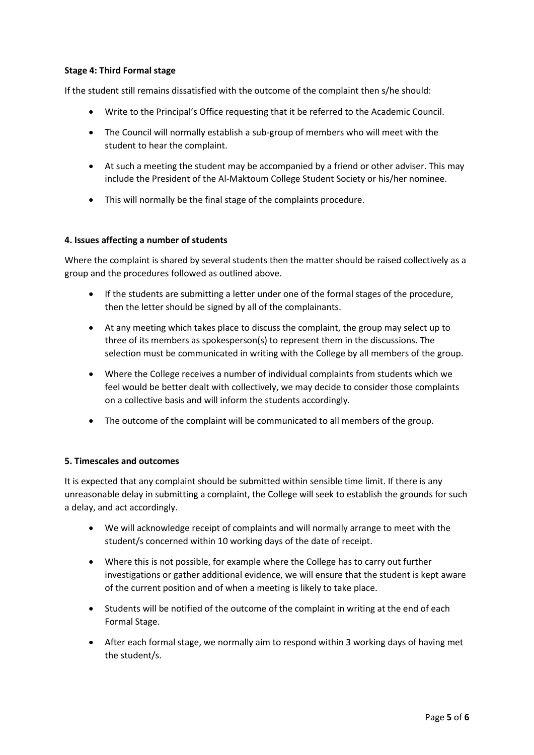**Stage 4: Third Formal stage**

If the student still remains dissatisfied with the outcome of the complaint then s/he should:

- Write to the Principal's Office requesting that it be referred to the Academic Council.
- The Council will normally establish a sub-group of members who will meet with the student to hear the complaint.
- At such a meeting the student may be accompanied by a friend or other adviser. This may include the President of the Al-Maktoum College Student Society or his/her nominee.
- This will normally be the final stage of the complaints procedure.

## 4. Issues affecting a number of students

Where the complaint is shared by several students then the matter should be raised collectively as a group and the procedures followed as outlined above.

- If the students are submitting a letter under one of the formal stages of the procedure, then the letter should be signed by all of the complainants.
- At any meeting which takes place to discuss the complaint, the group may select up to three of its members as spokesperson(s) to represent them in the discussions. The selection must be communicated in writing with the College by all members of the group.
- Where the College receives a number of individual complaints from students which we feel would be better dealt with collectively, we may decide to consider those complaints on a collective basis and will inform the students accordingly.
- The outcome of the complaint will be communicated to all members of the group.

## 5. Timescales and outcomes

It is expected that any complaint should be submitted within sensible time limit. If there is any unreasonable delay in submitting a complaint, the College will seek to establish the grounds for such a delay, and act accordingly.

- We will acknowledge receipt of complaints and will normally arrange to meet with the student/s concerned within 10 working days of the date of receipt.
- Where this is not possible, for example where the College has to carry out further investigations or gather additional evidence, we will ensure that the student is kept aware of the current position and of when a meeting is likely to take place.
- Students will be notified of the outcome of the complaint in writing at the end of each Formal Stage.
- After each formal stage, we normally aim to respond within 3 working days of having met the student/s.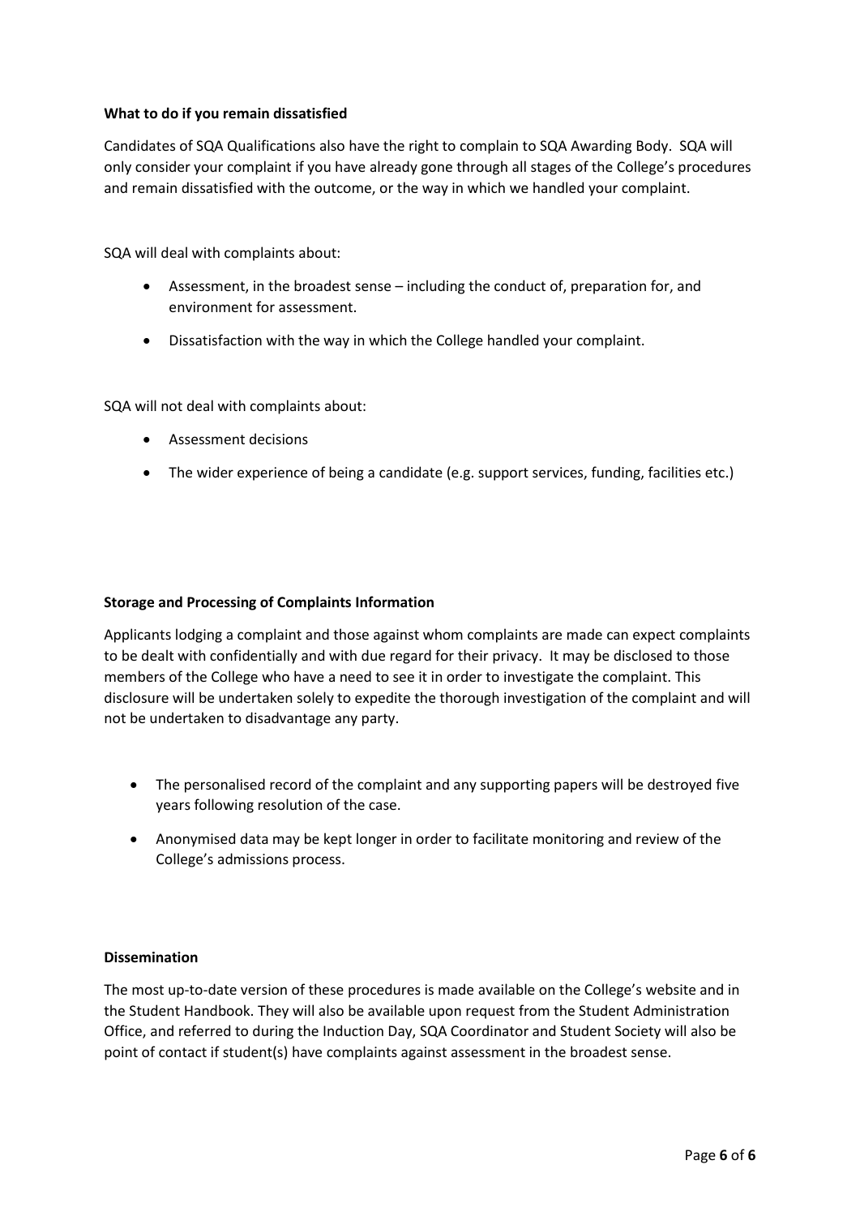**What to do if you remain dissatisfied**

Candidates of SQA Qualifications also have the right to complain to SQA Awarding Body. SQA will only consider your complaint if you have already gone through all stages of the College's procedures and remain dissatisfied with the outcome, or the way in which we handled your complaint.

SQA will deal with complaints about:

- Assessment, in the broadest sense – including the conduct of, preparation for, and environment for assessment.
- Dissatisfaction with the way in which the College handled your complaint.

SQA will not deal with complaints about:

- Assessment decisions
- The wider experience of being a candidate (e.g. support services, funding, facilities etc.)

**Storage and Processing of Complaints Information**

Applicants lodging a complaint and those against whom complaints are made can expect complaints to be dealt with confidentially and with due regard for their privacy. It may be disclosed to those members of the College who have a need to see it in order to investigate the complaint. This disclosure will be undertaken solely to expedite the thorough investigation of the complaint and will not be undertaken to disadvantage any party.

- The personalised record of the complaint and any supporting papers will be destroyed five years following resolution of the case.
- Anonymised data may be kept longer in order to facilitate monitoring and review of the College's admissions process.

**Dissemination**

The most up-to-date version of these procedures is made available on the College's website and in the Student Handbook. They will also be available upon request from the Student Administration Office, and referred to during the Induction Day, SQA Coordinator and Student Society will also be point of contact if student(s) have complaints against assessment in the broadest sense.